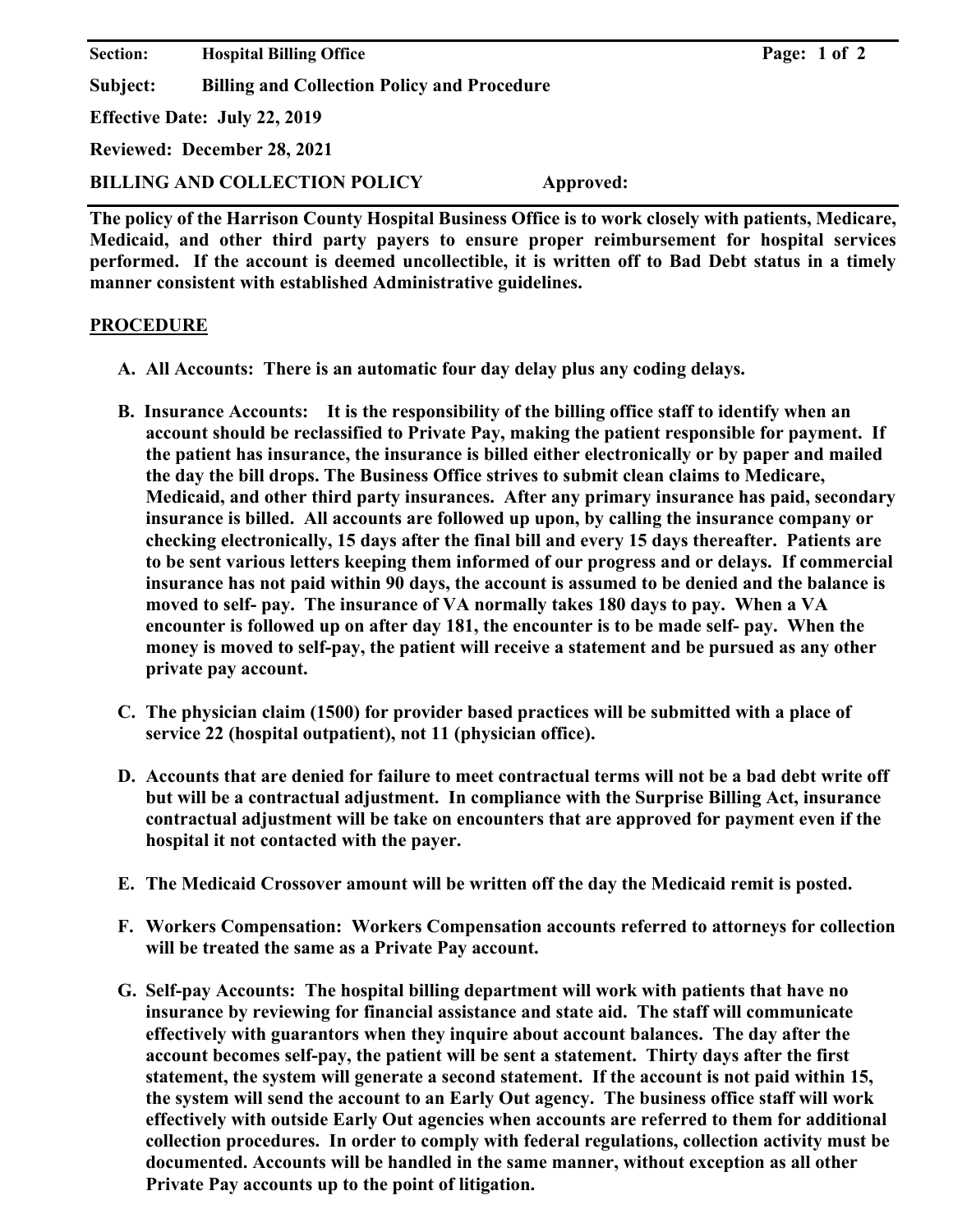**Section:** **Hospital Billing Office**

**Subject:** **Billing and Collection Policy and Procedure**

**Effective Date: July 22, 2019**

**Reviewed: December 28, 2021**

**BILLING AND COLLECTION POLICY** **Approved:**

---

**The policy of the Harrison County Hospital Business Office is to work closely with patients, Medicare, Medicaid, and other third party payers to ensure proper reimbursement for hospital services performed. If the account is deemed uncollectible, it is written off to Bad Debt status in a timely manner consistent with established Administrative guidelines.**

## PROCEDURE

**A. All Accounts: There is an automatic four day delay plus any coding delays.**

**B. Insurance Accounts: It is the responsibility of the billing office staff to identify when an account should be reclassified to Private Pay, making the patient responsible for payment. If the patient has insurance, the insurance is billed either electronically or by paper and mailed the day the bill drops. The Business Office strives to submit clean claims to Medicare, Medicaid, and other third party insurances. After any primary insurance has paid, secondary insurance is billed. All accounts are followed up upon, by calling the insurance company or checking electronically, 15 days after the final bill and every 15 days thereafter. Patients are to be sent various letters keeping them informed of our progress and or delays. If commercial insurance has not paid within 90 days, the account is assumed to be denied and the balance is moved to self- pay. The insurance of VA normally takes 180 days to pay. When a VA encounter is followed up on after day 181, the encounter is to be made self- pay. When the money is moved to self-pay, the patient will receive a statement and be pursued as any other private pay account.**

**C. The physician claim (1500) for provider based practices will be submitted with a place of service 22 (hospital outpatient), not 11 (physician office).**

**D. Accounts that are denied for failure to meet contractual terms will not be a bad debt write off but will be a contractual adjustment. In compliance with the Surprise Billing Act, insurance contractual adjustment will be take on encounters that are approved for payment even if the hospital it not contacted with the payer.**

**E. The Medicaid Crossover amount will be written off the day the Medicaid remit is posted.**

**F. Workers Compensation: Workers Compensation accounts referred to attorneys for collection will be treated the same as a Private Pay account.**

**G. Self-pay Accounts: The hospital billing department will work with patients that have no insurance by reviewing for financial assistance and state aid. The staff will communicate effectively with guarantors when they inquire about account balances. The day after the account becomes self-pay, the patient will be sent a statement. Thirty days after the first statement, the system will generate a second statement. If the account is not paid within 15, the system will send the account to an Early Out agency. The business office staff will work effectively with outside Early Out agencies when accounts are referred to them for additional collection procedures. In order to comply with federal regulations, collection activity must be documented. Accounts will be handled in the same manner, without exception as all other Private Pay accounts up to the point of litigation.**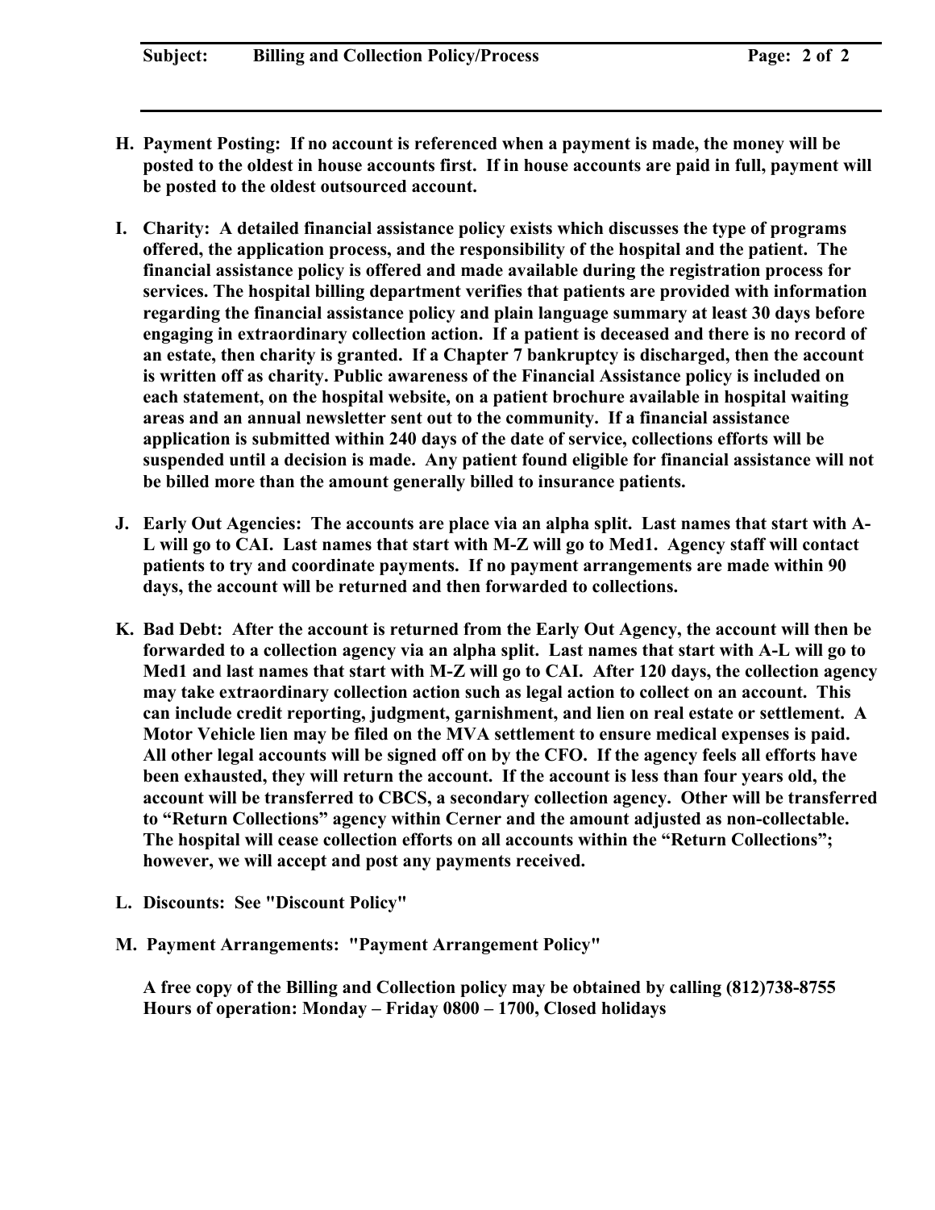**H. Payment Posting: If no account is referenced when a payment is made, the money will be posted to the oldest in house accounts first. If in house accounts are paid in full, payment will be posted to the oldest outsourced account.**

**I. Charity: A detailed financial assistance policy exists which discusses the type of programs offered, the application process, and the responsibility of the hospital and the patient. The financial assistance policy is offered and made available during the registration process for services. The hospital billing department verifies that patients are provided with information regarding the financial assistance policy and plain language summary at least 30 days before engaging in extraordinary collection action. If a patient is deceased and there is no record of an estate, then charity is granted. If a Chapter 7 bankruptcy is discharged, then the account is written off as charity. Public awareness of the Financial Assistance policy is included on each statement, on the hospital website, on a patient brochure available in hospital waiting areas and an annual newsletter sent out to the community. If a financial assistance application is submitted within 240 days of the date of service, collections efforts will be suspended until a decision is made. Any patient found eligible for financial assistance will not be billed more than the amount generally billed to insurance patients.**

**J. Early Out Agencies: The accounts are place via an alpha split. Last names that start with A-L will go to CAI. Last names that start with M-Z will go to Med1. Agency staff will contact patients to try and coordinate payments. If no payment arrangements are made within 90 days, the account will be returned and then forwarded to collections.**

**K. Bad Debt: After the account is returned from the Early Out Agency, the account will then be forwarded to a collection agency via an alpha split. Last names that start with A-L will go to Med1 and last names that start with M-Z will go to CAI. After 120 days, the collection agency may take extraordinary collection action such as legal action to collect on an account. This can include credit reporting, judgment, garnishment, and lien on real estate or settlement. A Motor Vehicle lien may be filed on the MVA settlement to ensure medical expenses is paid. All other legal accounts will be signed off on by the CFO. If the agency feels all efforts have been exhausted, they will return the account. If the account is less than four years old, the account will be transferred to CBCS, a secondary collection agency. Other will be transferred to "Return Collections" agency within Cerner and the amount adjusted as non-collectable. The hospital will cease collection efforts on all accounts within the "Return Collections"; however, we will accept and post any payments received.**

**L. Discounts: See "Discount Policy"**

**M. Payment Arrangements: "Payment Arrangement Policy"**

**A free copy of the Billing and Collection policy may be obtained by calling (812)738-8755**
**Hours of operation: Monday – Friday 0800 – 1700, Closed holidays**